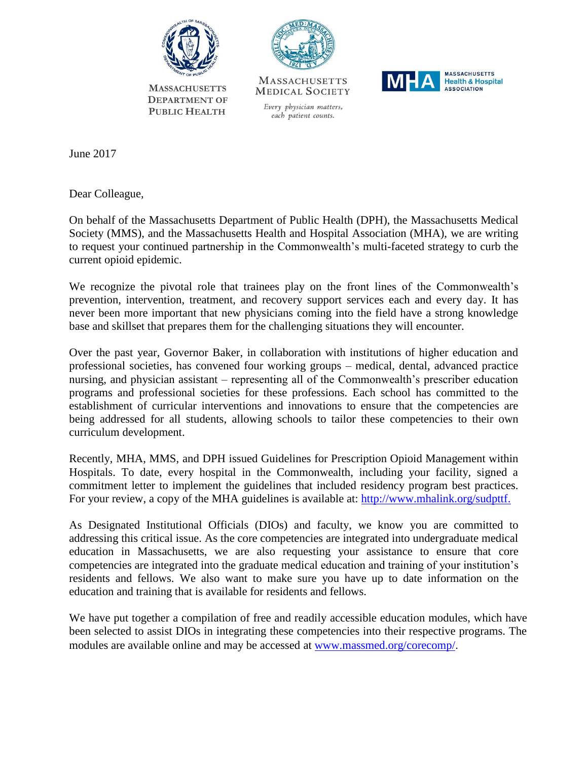MASSACHUSETTS DEPARTMENT OF PUBLIC HEALTH

MASSACHUSETTS MEDICAL SOCIETY

*Every physician matters, each patient counts.*

MASSACHUSETTS Health & Hospital ASSOCIATION

June 2017

Dear Colleague,

On behalf of the Massachusetts Department of Public Health (DPH), the Massachusetts Medical Society (MMS), and the Massachusetts Health and Hospital Association (MHA), we are writing to request your continued partnership in the Commonwealth's multi-faceted strategy to curb the current opioid epidemic.

We recognize the pivotal role that trainees play on the front lines of the Commonwealth's prevention, intervention, treatment, and recovery support services each and every day. It has never been more important that new physicians coming into the field have a strong knowledge base and skillset that prepares them for the challenging situations they will encounter.

Over the past year, Governor Baker, in collaboration with institutions of higher education and professional societies, has convened four working groups – medical, dental, advanced practice nursing, and physician assistant – representing all of the Commonwealth's prescriber education programs and professional societies for these professions. Each school has committed to the establishment of curricular interventions and innovations to ensure that the competencies are being addressed for all students, allowing schools to tailor these competencies to their own curriculum development.

Recently, MHA, MMS, and DPH issued Guidelines for Prescription Opioid Management within Hospitals. To date, every hospital in the Commonwealth, including your facility, signed a commitment letter to implement the guidelines that included residency program best practices. For your review, a copy of the MHA guidelines is available at: [http://www.mhalink.org/sudpttf.](http://www.mhalink.org/sudpttf)

As Designated Institutional Officials (DIOs) and faculty, we know you are committed to addressing this critical issue. As the core competencies are integrated into undergraduate medical education in Massachusetts, we are also requesting your assistance to ensure that core competencies are integrated into the graduate medical education and training of your institution's residents and fellows. We also want to make sure you have up to date information on the education and training that is available for residents and fellows.

We have put together a compilation of free and readily accessible education modules, which have been selected to assist DIOs in integrating these competencies into their respective programs. The modules are available online and may be accessed at [www.massmed.org/corecomp/](http://www.massmed.org/corecomp/).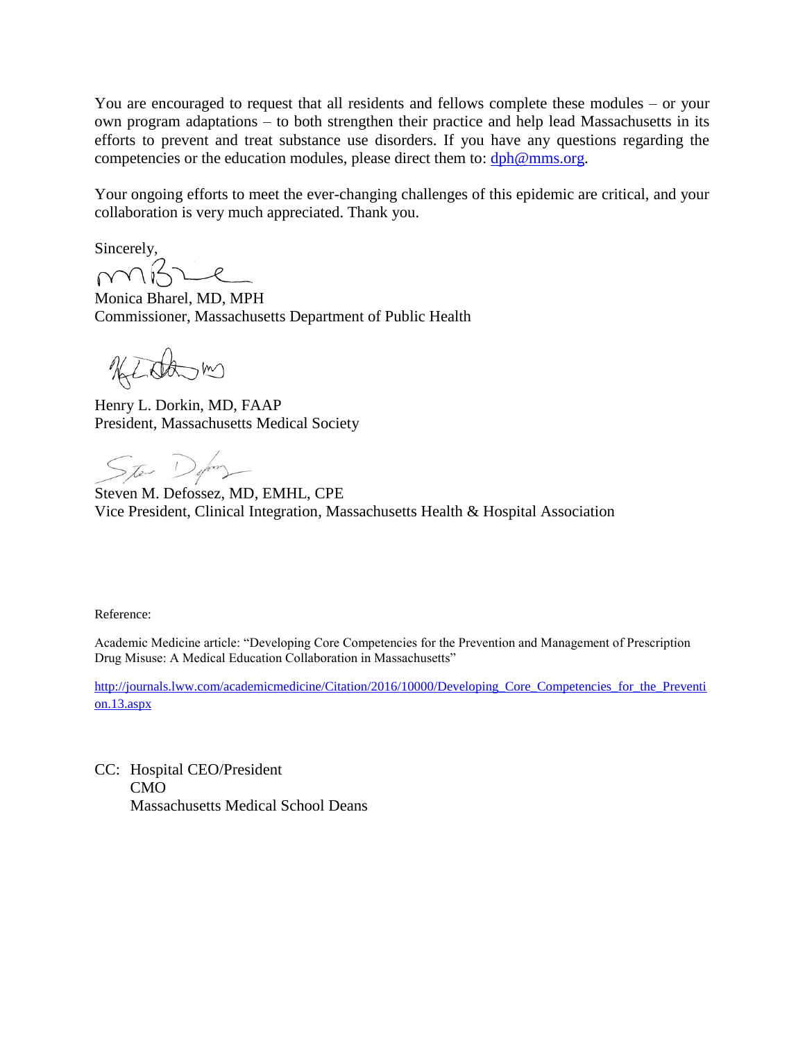You are encouraged to request that all residents and fellows complete these modules – or your own program adaptations – to both strengthen their practice and help lead Massachusetts in its efforts to prevent and treat substance use disorders. If you have any questions regarding the competencies or the education modules, please direct them to: dph@mms.org.

Your ongoing efforts to meet the ever-changing challenges of this epidemic are critical, and your collaboration is very much appreciated. Thank you.

Sincerely,

Monica Bharel, MD, MPH
Commissioner, Massachusetts Department of Public Health

Henry L. Dorkin, MD, FAAP
President, Massachusetts Medical Society

Steven M. Defossez, MD, EMHL, CPE
Vice President, Clinical Integration, Massachusetts Health & Hospital Association

Reference:

Academic Medicine article: "Developing Core Competencies for the Prevention and Management of Prescription Drug Misuse: A Medical Education Collaboration in Massachusetts"

http://journals.lww.com/academicmedicine/Citation/2016/10000/Developing_Core_Competencies_for_the_Prevention.13.aspx

CC: Hospital CEO/President
CMO
Massachusetts Medical School Deans